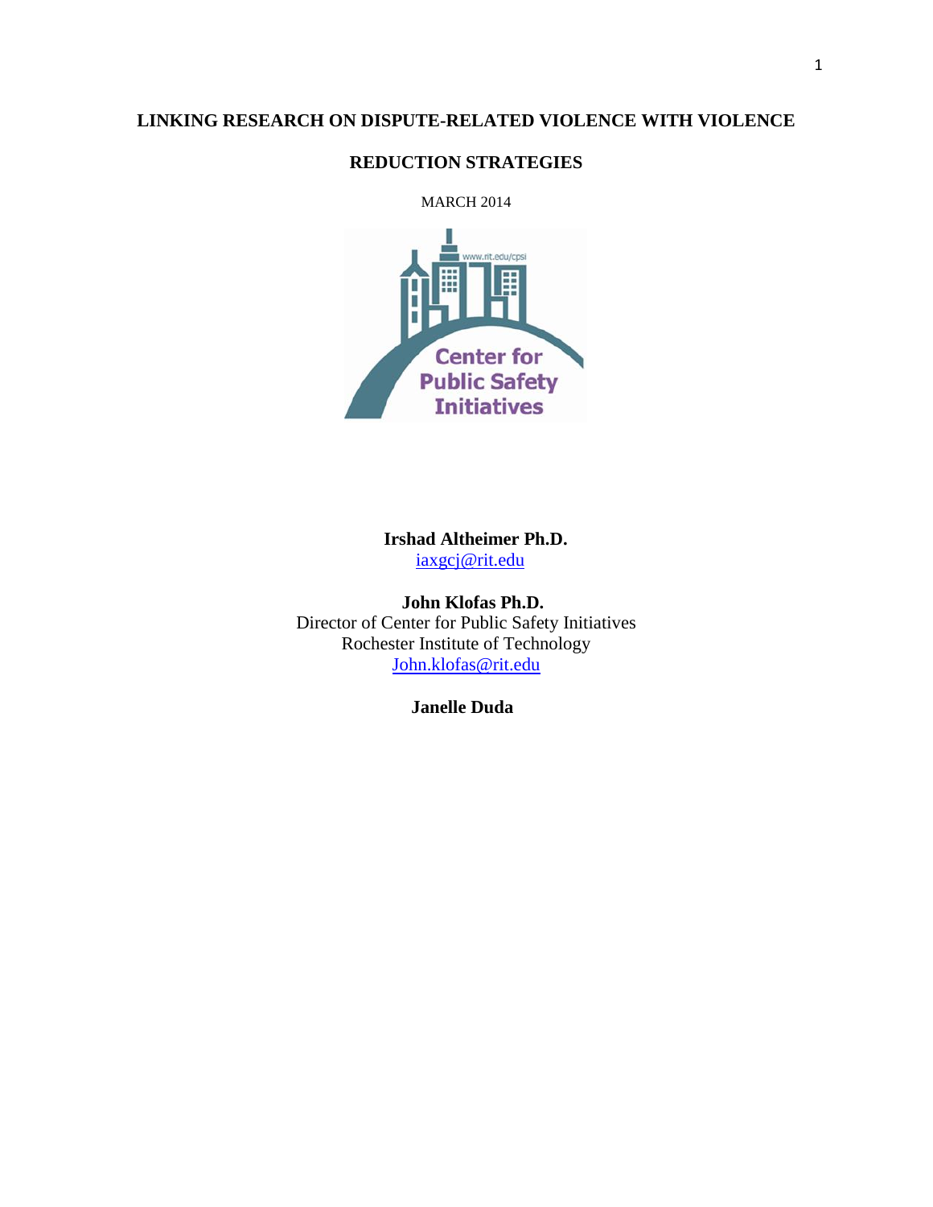# LINKING RESEARCH ON DISPUTE-RELATED VIOLENCE WITH VIOLENCE REDUCTION STRATEGIES

MARCH 2014

**Irshad Altheimer Ph.D.**
iaxgcj@rit.edu

**John Klofas Ph.D.**
Director of Center for Public Safety Initiatives
Rochester Institute of Technology
John.klofas@rit.edu

**Janelle Duda**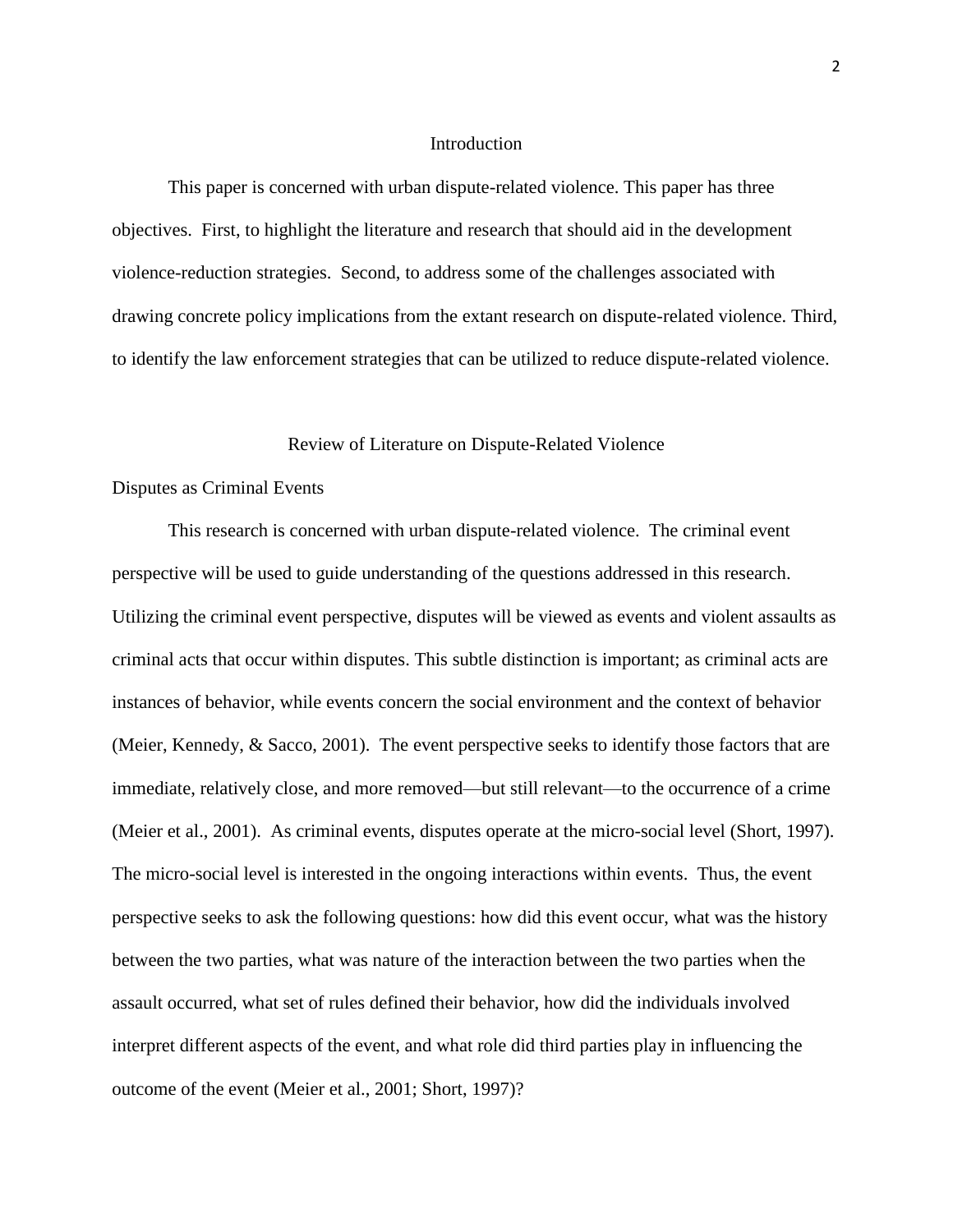# Introduction

This paper is concerned with urban dispute-related violence. This paper has three objectives. First, to highlight the literature and research that should aid in the development violence-reduction strategies. Second, to address some of the challenges associated with drawing concrete policy implications from the extant research on dispute-related violence. Third, to identify the law enforcement strategies that can be utilized to reduce dispute-related violence.

# Review of Literature on Dispute-Related Violence

## Disputes as Criminal Events

This research is concerned with urban dispute-related violence. The criminal event perspective will be used to guide understanding of the questions addressed in this research. Utilizing the criminal event perspective, disputes will be viewed as events and violent assaults as criminal acts that occur within disputes. This subtle distinction is important; as criminal acts are instances of behavior, while events concern the social environment and the context of behavior (Meier, Kennedy, & Sacco, 2001). The event perspective seeks to identify those factors that are immediate, relatively close, and more removed—but still relevant—to the occurrence of a crime (Meier et al., 2001). As criminal events, disputes operate at the micro-social level (Short, 1997). The micro-social level is interested in the ongoing interactions within events. Thus, the event perspective seeks to ask the following questions: how did this event occur, what was the history between the two parties, what was nature of the interaction between the two parties when the assault occurred, what set of rules defined their behavior, how did the individuals involved interpret different aspects of the event, and what role did third parties play in influencing the outcome of the event (Meier et al., 2001; Short, 1997)?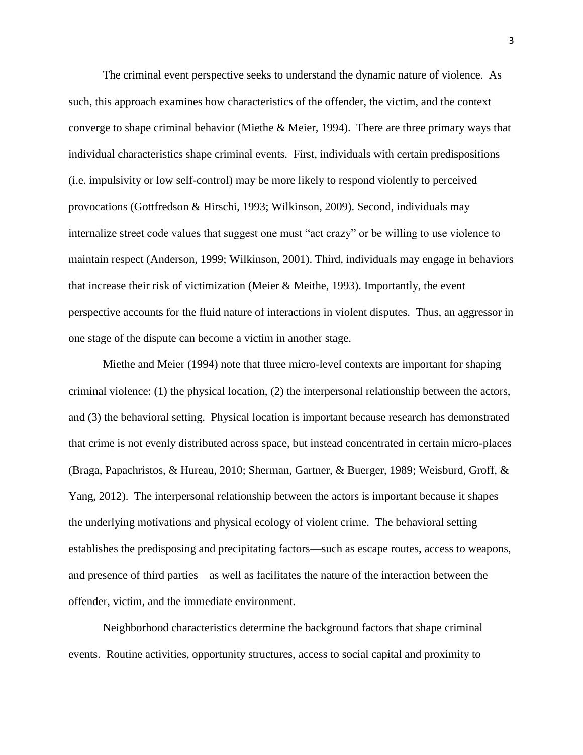The criminal event perspective seeks to understand the dynamic nature of violence. As such, this approach examines how characteristics of the offender, the victim, and the context converge to shape criminal behavior (Miethe & Meier, 1994). There are three primary ways that individual characteristics shape criminal events. First, individuals with certain predispositions (i.e. impulsivity or low self-control) may be more likely to respond violently to perceived provocations (Gottfredson & Hirschi, 1993; Wilkinson, 2009). Second, individuals may internalize street code values that suggest one must "act crazy" or be willing to use violence to maintain respect (Anderson, 1999; Wilkinson, 2001). Third, individuals may engage in behaviors that increase their risk of victimization (Meier & Meithe, 1993). Importantly, the event perspective accounts for the fluid nature of interactions in violent disputes. Thus, an aggressor in one stage of the dispute can become a victim in another stage.

Miethe and Meier (1994) note that three micro-level contexts are important for shaping criminal violence: (1) the physical location, (2) the interpersonal relationship between the actors, and (3) the behavioral setting. Physical location is important because research has demonstrated that crime is not evenly distributed across space, but instead concentrated in certain micro-places (Braga, Papachristos, & Hureau, 2010; Sherman, Gartner, & Buerger, 1989; Weisburd, Groff, & Yang, 2012). The interpersonal relationship between the actors is important because it shapes the underlying motivations and physical ecology of violent crime. The behavioral setting establishes the predisposing and precipitating factors—such as escape routes, access to weapons, and presence of third parties—as well as facilitates the nature of the interaction between the offender, victim, and the immediate environment.

Neighborhood characteristics determine the background factors that shape criminal events. Routine activities, opportunity structures, access to social capital and proximity to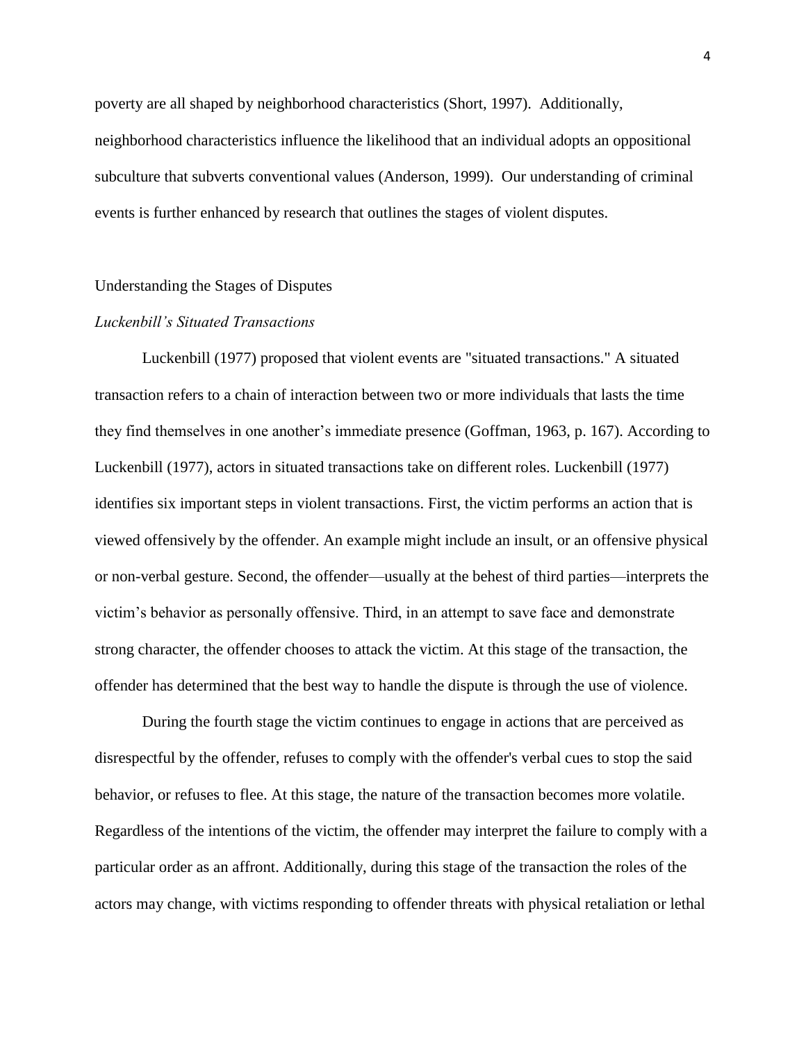poverty are all shaped by neighborhood characteristics (Short, 1997). Additionally, neighborhood characteristics influence the likelihood that an individual adopts an oppositional subculture that subverts conventional values (Anderson, 1999). Our understanding of criminal events is further enhanced by research that outlines the stages of violent disputes.

## Understanding the Stages of Disputes

### *Luckenbill's Situated Transactions*

Luckenbill (1977) proposed that violent events are "situated transactions." A situated transaction refers to a chain of interaction between two or more individuals that lasts the time they find themselves in one another's immediate presence (Goffman, 1963, p. 167). According to Luckenbill (1977), actors in situated transactions take on different roles. Luckenbill (1977) identifies six important steps in violent transactions. First, the victim performs an action that is viewed offensively by the offender. An example might include an insult, or an offensive physical or non-verbal gesture. Second, the offender—usually at the behest of third parties—interprets the victim's behavior as personally offensive. Third, in an attempt to save face and demonstrate strong character, the offender chooses to attack the victim. At this stage of the transaction, the offender has determined that the best way to handle the dispute is through the use of violence.

During the fourth stage the victim continues to engage in actions that are perceived as disrespectful by the offender, refuses to comply with the offender's verbal cues to stop the said behavior, or refuses to flee. At this stage, the nature of the transaction becomes more volatile. Regardless of the intentions of the victim, the offender may interpret the failure to comply with a particular order as an affront. Additionally, during this stage of the transaction the roles of the actors may change, with victims responding to offender threats with physical retaliation or lethal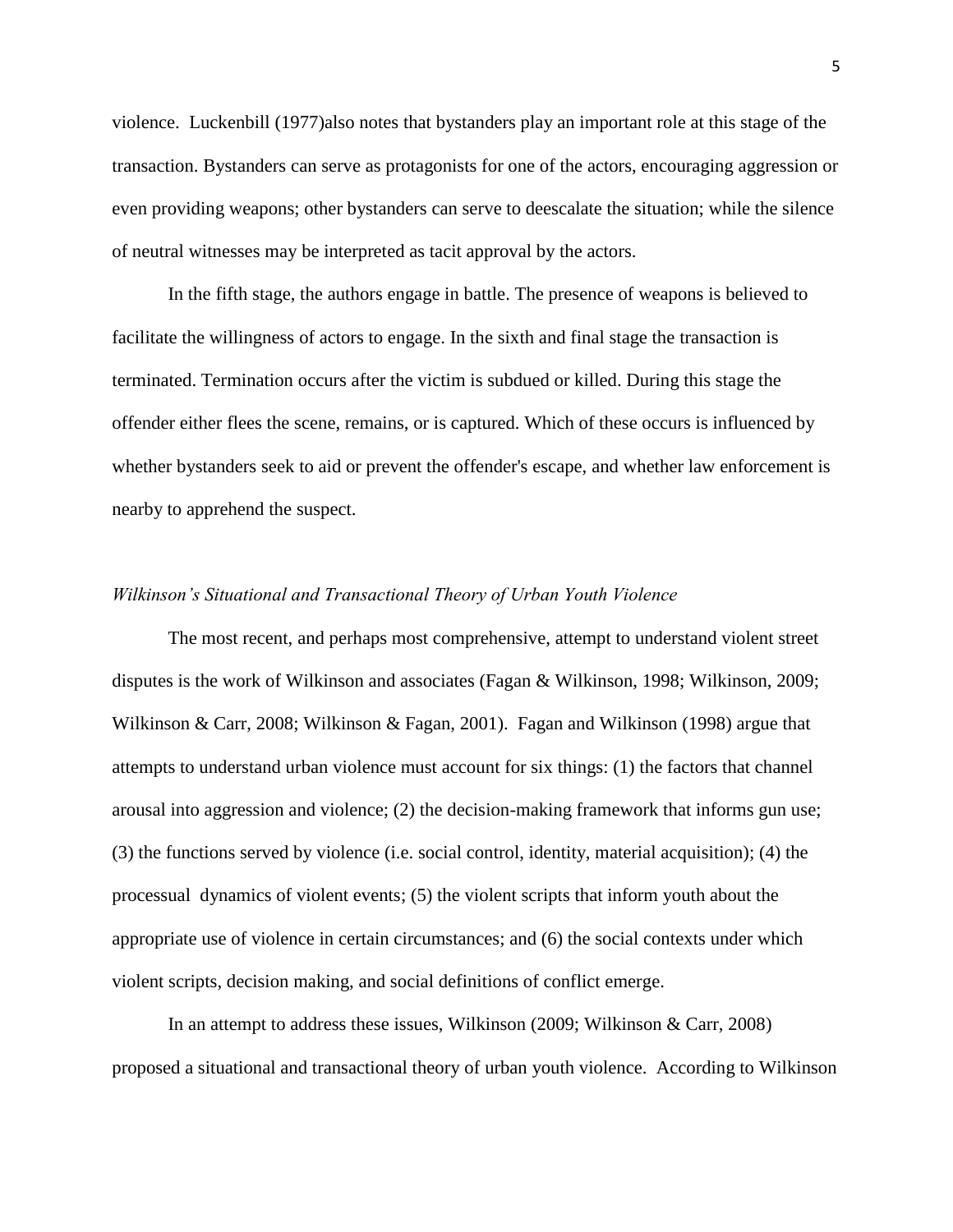violence. Luckenbill (1977)also notes that bystanders play an important role at this stage of the transaction. Bystanders can serve as protagonists for one of the actors, encouraging aggression or even providing weapons; other bystanders can serve to deescalate the situation; while the silence of neutral witnesses may be interpreted as tacit approval by the actors.

In the fifth stage, the authors engage in battle. The presence of weapons is believed to facilitate the willingness of actors to engage. In the sixth and final stage the transaction is terminated. Termination occurs after the victim is subdued or killed. During this stage the offender either flees the scene, remains, or is captured. Which of these occurs is influenced by whether bystanders seek to aid or prevent the offender's escape, and whether law enforcement is nearby to apprehend the suspect.

### *Wilkinson's Situational and Transactional Theory of Urban Youth Violence*

The most recent, and perhaps most comprehensive, attempt to understand violent street disputes is the work of Wilkinson and associates (Fagan & Wilkinson, 1998; Wilkinson, 2009; Wilkinson & Carr, 2008; Wilkinson & Fagan, 2001). Fagan and Wilkinson (1998) argue that attempts to understand urban violence must account for six things: (1) the factors that channel arousal into aggression and violence; (2) the decision-making framework that informs gun use; (3) the functions served by violence (i.e. social control, identity, material acquisition); (4) the processual dynamics of violent events; (5) the violent scripts that inform youth about the appropriate use of violence in certain circumstances; and (6) the social contexts under which violent scripts, decision making, and social definitions of conflict emerge.

In an attempt to address these issues, Wilkinson (2009; Wilkinson & Carr, 2008) proposed a situational and transactional theory of urban youth violence. According to Wilkinson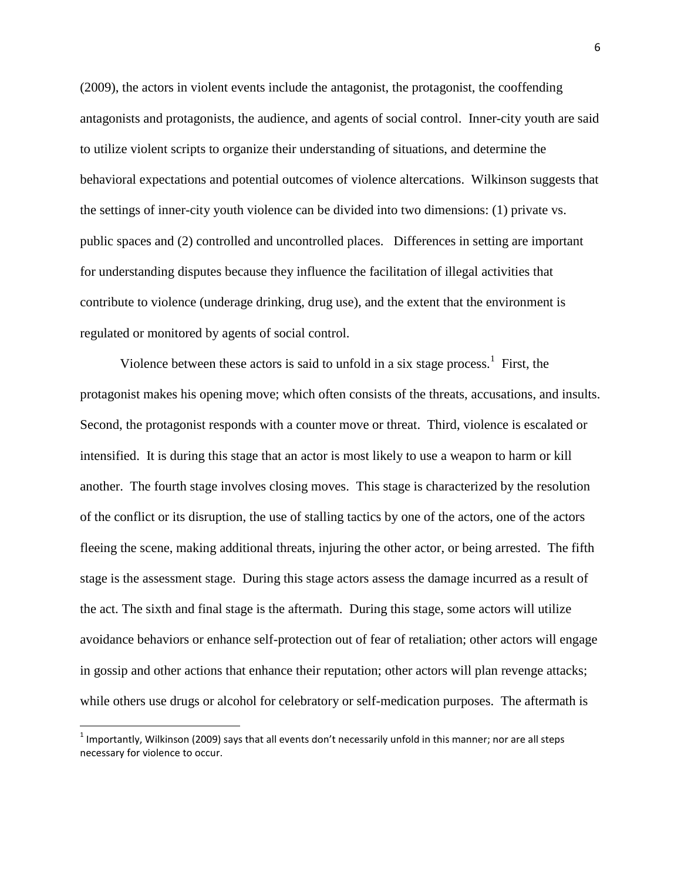(2009), the actors in violent events include the antagonist, the protagonist, the cooffending antagonists and protagonists, the audience, and agents of social control. Inner-city youth are said to utilize violent scripts to organize their understanding of situations, and determine the behavioral expectations and potential outcomes of violence altercations. Wilkinson suggests that the settings of inner-city youth violence can be divided into two dimensions: (1) private vs. public spaces and (2) controlled and uncontrolled places. Differences in setting are important for understanding disputes because they influence the facilitation of illegal activities that contribute to violence (underage drinking, drug use), and the extent that the environment is regulated or monitored by agents of social control.

Violence between these actors is said to unfold in a six stage process.[1] First, the protagonist makes his opening move; which often consists of the threats, accusations, and insults. Second, the protagonist responds with a counter move or threat. Third, violence is escalated or intensified. It is during this stage that an actor is most likely to use a weapon to harm or kill another. The fourth stage involves closing moves. This stage is characterized by the resolution of the conflict or its disruption, the use of stalling tactics by one of the actors, one of the actors fleeing the scene, making additional threats, injuring the other actor, or being arrested. The fifth stage is the assessment stage. During this stage actors assess the damage incurred as a result of the act. The sixth and final stage is the aftermath. During this stage, some actors will utilize avoidance behaviors or enhance self-protection out of fear of retaliation; other actors will engage in gossip and other actions that enhance their reputation; other actors will plan revenge attacks; while others use drugs or alcohol for celebratory or self-medication purposes. The aftermath is

[1] Importantly, Wilkinson (2009) says that all events don't necessarily unfold in this manner; nor are all steps necessary for violence to occur.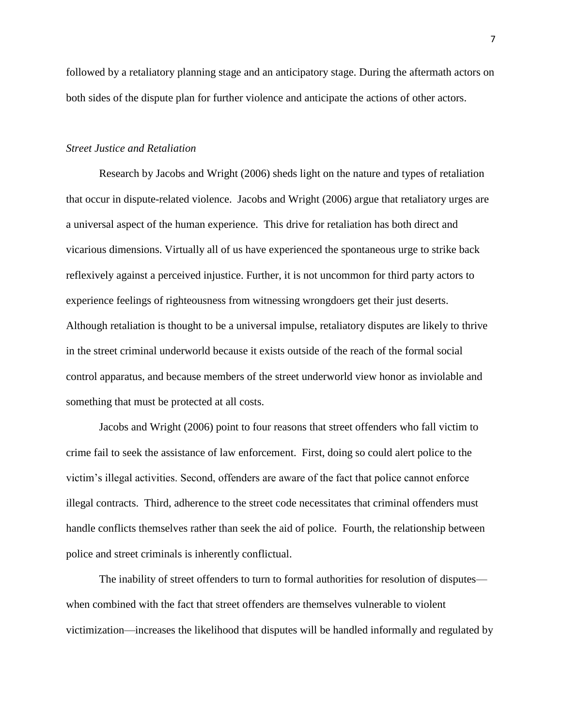followed by a retaliatory planning stage and an anticipatory stage. During the aftermath actors on both sides of the dispute plan for further violence and anticipate the actions of other actors.

*Street Justice and Retaliation*

Research by Jacobs and Wright (2006) sheds light on the nature and types of retaliation that occur in dispute-related violence. Jacobs and Wright (2006) argue that retaliatory urges are a universal aspect of the human experience. This drive for retaliation has both direct and vicarious dimensions. Virtually all of us have experienced the spontaneous urge to strike back reflexively against a perceived injustice. Further, it is not uncommon for third party actors to experience feelings of righteousness from witnessing wrongdoers get their just deserts. Although retaliation is thought to be a universal impulse, retaliatory disputes are likely to thrive in the street criminal underworld because it exists outside of the reach of the formal social control apparatus, and because members of the street underworld view honor as inviolable and something that must be protected at all costs.

Jacobs and Wright (2006) point to four reasons that street offenders who fall victim to crime fail to seek the assistance of law enforcement. First, doing so could alert police to the victim's illegal activities. Second, offenders are aware of the fact that police cannot enforce illegal contracts. Third, adherence to the street code necessitates that criminal offenders must handle conflicts themselves rather than seek the aid of police. Fourth, the relationship between police and street criminals is inherently conflictual.

The inability of street offenders to turn to formal authorities for resolution of disputes—when combined with the fact that street offenders are themselves vulnerable to violent victimization—increases the likelihood that disputes will be handled informally and regulated by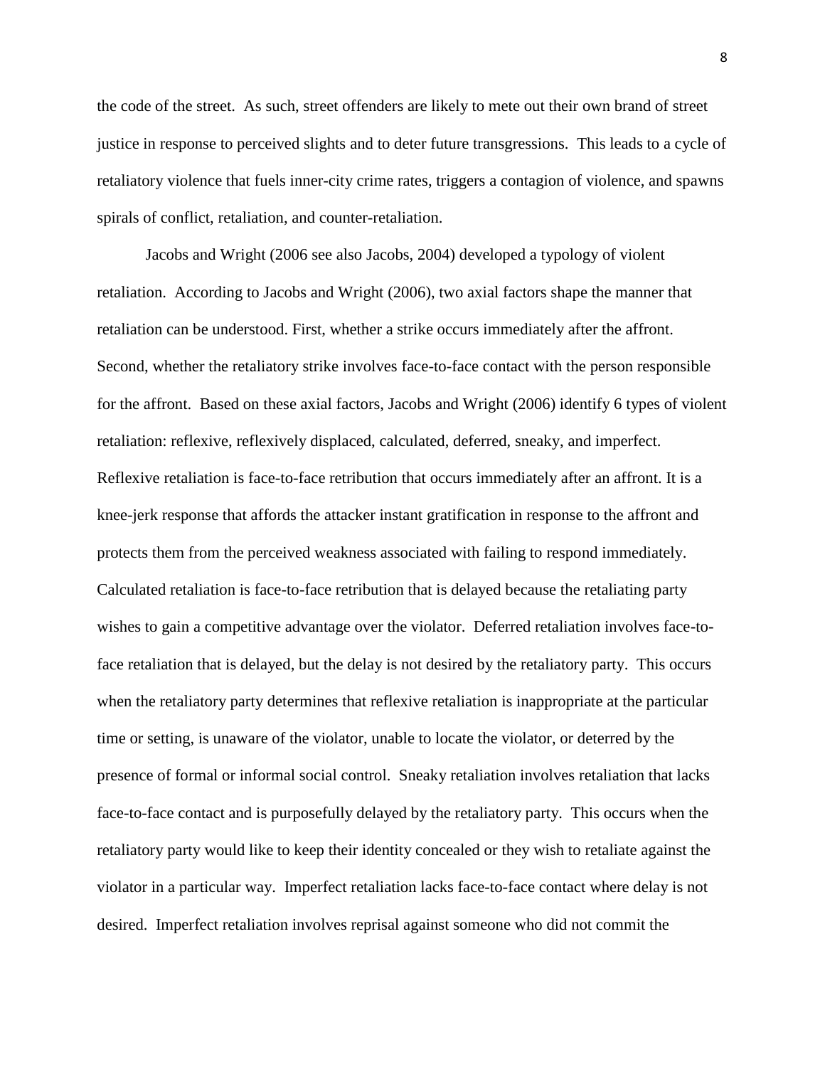the code of the street. As such, street offenders are likely to mete out their own brand of street justice in response to perceived slights and to deter future transgressions. This leads to a cycle of retaliatory violence that fuels inner-city crime rates, triggers a contagion of violence, and spawns spirals of conflict, retaliation, and counter-retaliation.

Jacobs and Wright (2006 see also Jacobs, 2004) developed a typology of violent retaliation. According to Jacobs and Wright (2006), two axial factors shape the manner that retaliation can be understood. First, whether a strike occurs immediately after the affront. Second, whether the retaliatory strike involves face-to-face contact with the person responsible for the affront. Based on these axial factors, Jacobs and Wright (2006) identify 6 types of violent retaliation: reflexive, reflexively displaced, calculated, deferred, sneaky, and imperfect. Reflexive retaliation is face-to-face retribution that occurs immediately after an affront. It is a knee-jerk response that affords the attacker instant gratification in response to the affront and protects them from the perceived weakness associated with failing to respond immediately. Calculated retaliation is face-to-face retribution that is delayed because the retaliating party wishes to gain a competitive advantage over the violator. Deferred retaliation involves face-to-face retaliation that is delayed, but the delay is not desired by the retaliatory party. This occurs when the retaliatory party determines that reflexive retaliation is inappropriate at the particular time or setting, is unaware of the violator, unable to locate the violator, or deterred by the presence of formal or informal social control. Sneaky retaliation involves retaliation that lacks face-to-face contact and is purposefully delayed by the retaliatory party. This occurs when the retaliatory party would like to keep their identity concealed or they wish to retaliate against the violator in a particular way. Imperfect retaliation lacks face-to-face contact where delay is not desired. Imperfect retaliation involves reprisal against someone who did not commit the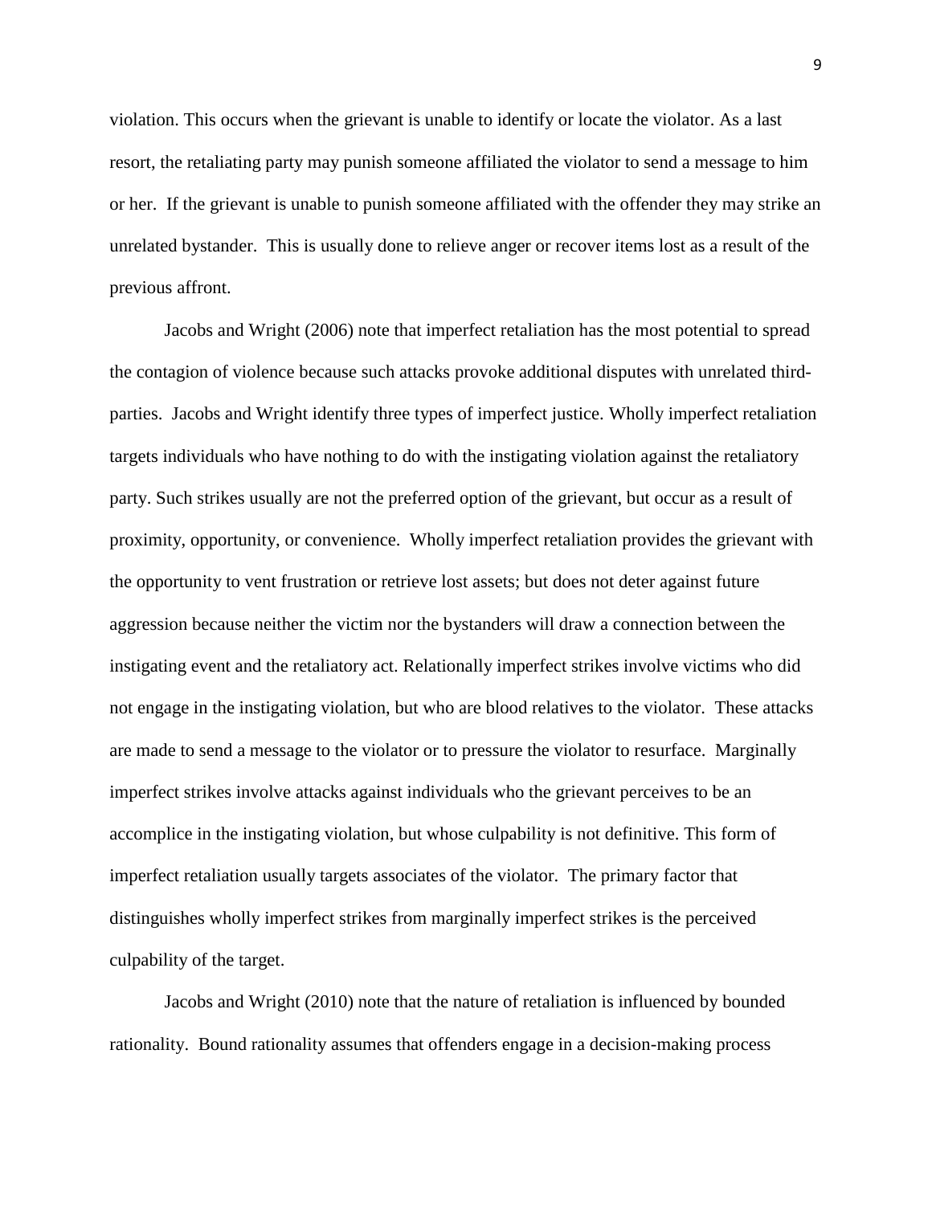violation. This occurs when the grievant is unable to identify or locate the violator. As a last resort, the retaliating party may punish someone affiliated the violator to send a message to him or her. If the grievant is unable to punish someone affiliated with the offender they may strike an unrelated bystander. This is usually done to relieve anger or recover items lost as a result of the previous affront.

Jacobs and Wright (2006) note that imperfect retaliation has the most potential to spread the contagion of violence because such attacks provoke additional disputes with unrelated third-parties. Jacobs and Wright identify three types of imperfect justice. Wholly imperfect retaliation targets individuals who have nothing to do with the instigating violation against the retaliatory party. Such strikes usually are not the preferred option of the grievant, but occur as a result of proximity, opportunity, or convenience. Wholly imperfect retaliation provides the grievant with the opportunity to vent frustration or retrieve lost assets; but does not deter against future aggression because neither the victim nor the bystanders will draw a connection between the instigating event and the retaliatory act. Relationally imperfect strikes involve victims who did not engage in the instigating violation, but who are blood relatives to the violator. These attacks are made to send a message to the violator or to pressure the violator to resurface. Marginally imperfect strikes involve attacks against individuals who the grievant perceives to be an accomplice in the instigating violation, but whose culpability is not definitive. This form of imperfect retaliation usually targets associates of the violator. The primary factor that distinguishes wholly imperfect strikes from marginally imperfect strikes is the perceived culpability of the target.

Jacobs and Wright (2010) note that the nature of retaliation is influenced by bounded rationality. Bound rationality assumes that offenders engage in a decision-making process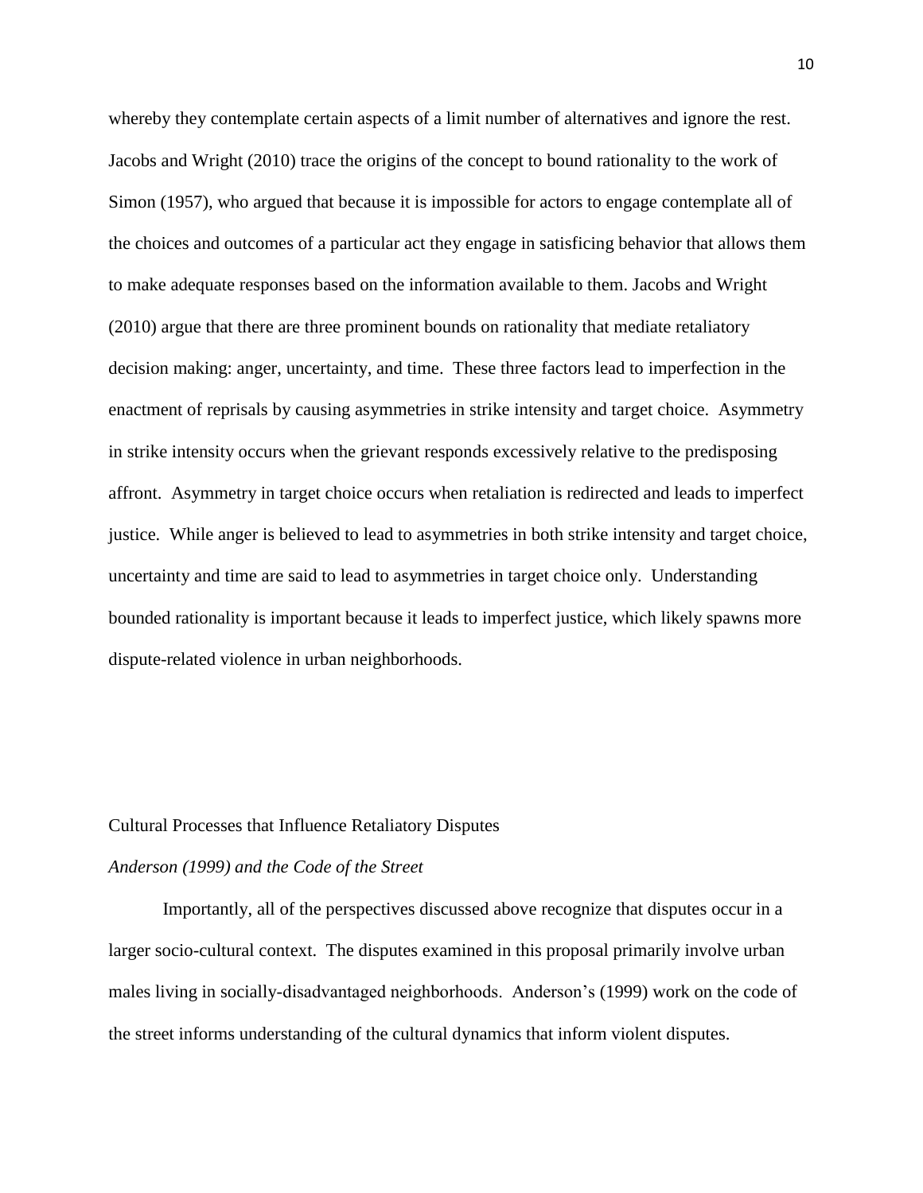whereby they contemplate certain aspects of a limit number of alternatives and ignore the rest. Jacobs and Wright (2010) trace the origins of the concept to bound rationality to the work of Simon (1957), who argued that because it is impossible for actors to engage contemplate all of the choices and outcomes of a particular act they engage in satisficing behavior that allows them to make adequate responses based on the information available to them. Jacobs and Wright (2010) argue that there are three prominent bounds on rationality that mediate retaliatory decision making: anger, uncertainty, and time. These three factors lead to imperfection in the enactment of reprisals by causing asymmetries in strike intensity and target choice. Asymmetry in strike intensity occurs when the grievant responds excessively relative to the predisposing affront. Asymmetry in target choice occurs when retaliation is redirected and leads to imperfect justice. While anger is believed to lead to asymmetries in both strike intensity and target choice, uncertainty and time are said to lead to asymmetries in target choice only. Understanding bounded rationality is important because it leads to imperfect justice, which likely spawns more dispute-related violence in urban neighborhoods.

## Cultural Processes that Influence Retaliatory Disputes

### *Anderson (1999) and the Code of the Street*

Importantly, all of the perspectives discussed above recognize that disputes occur in a larger socio-cultural context. The disputes examined in this proposal primarily involve urban males living in socially-disadvantaged neighborhoods. Anderson's (1999) work on the code of the street informs understanding of the cultural dynamics that inform violent disputes.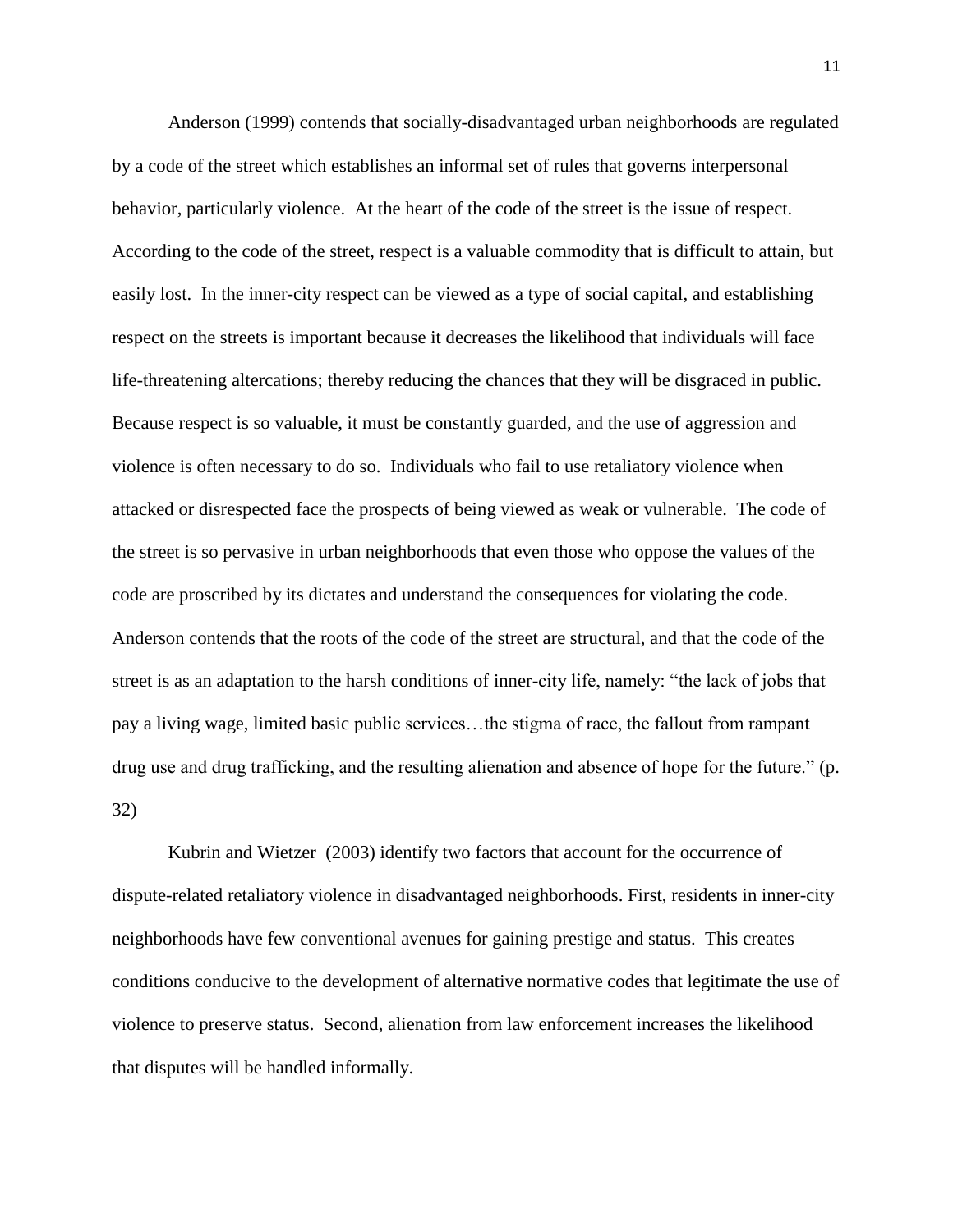Anderson (1999) contends that socially-disadvantaged urban neighborhoods are regulated by a code of the street which establishes an informal set of rules that governs interpersonal behavior, particularly violence. At the heart of the code of the street is the issue of respect. According to the code of the street, respect is a valuable commodity that is difficult to attain, but easily lost. In the inner-city respect can be viewed as a type of social capital, and establishing respect on the streets is important because it decreases the likelihood that individuals will face life-threatening altercations; thereby reducing the chances that they will be disgraced in public. Because respect is so valuable, it must be constantly guarded, and the use of aggression and violence is often necessary to do so. Individuals who fail to use retaliatory violence when attacked or disrespected face the prospects of being viewed as weak or vulnerable. The code of the street is so pervasive in urban neighborhoods that even those who oppose the values of the code are proscribed by its dictates and understand the consequences for violating the code. Anderson contends that the roots of the code of the street are structural, and that the code of the street is as an adaptation to the harsh conditions of inner-city life, namely: "the lack of jobs that pay a living wage, limited basic public services…the stigma of race, the fallout from rampant drug use and drug trafficking, and the resulting alienation and absence of hope for the future." (p. 32)

Kubrin and Wietzer (2003) identify two factors that account for the occurrence of dispute-related retaliatory violence in disadvantaged neighborhoods. First, residents in inner-city neighborhoods have few conventional avenues for gaining prestige and status. This creates conditions conducive to the development of alternative normative codes that legitimate the use of violence to preserve status. Second, alienation from law enforcement increases the likelihood that disputes will be handled informally.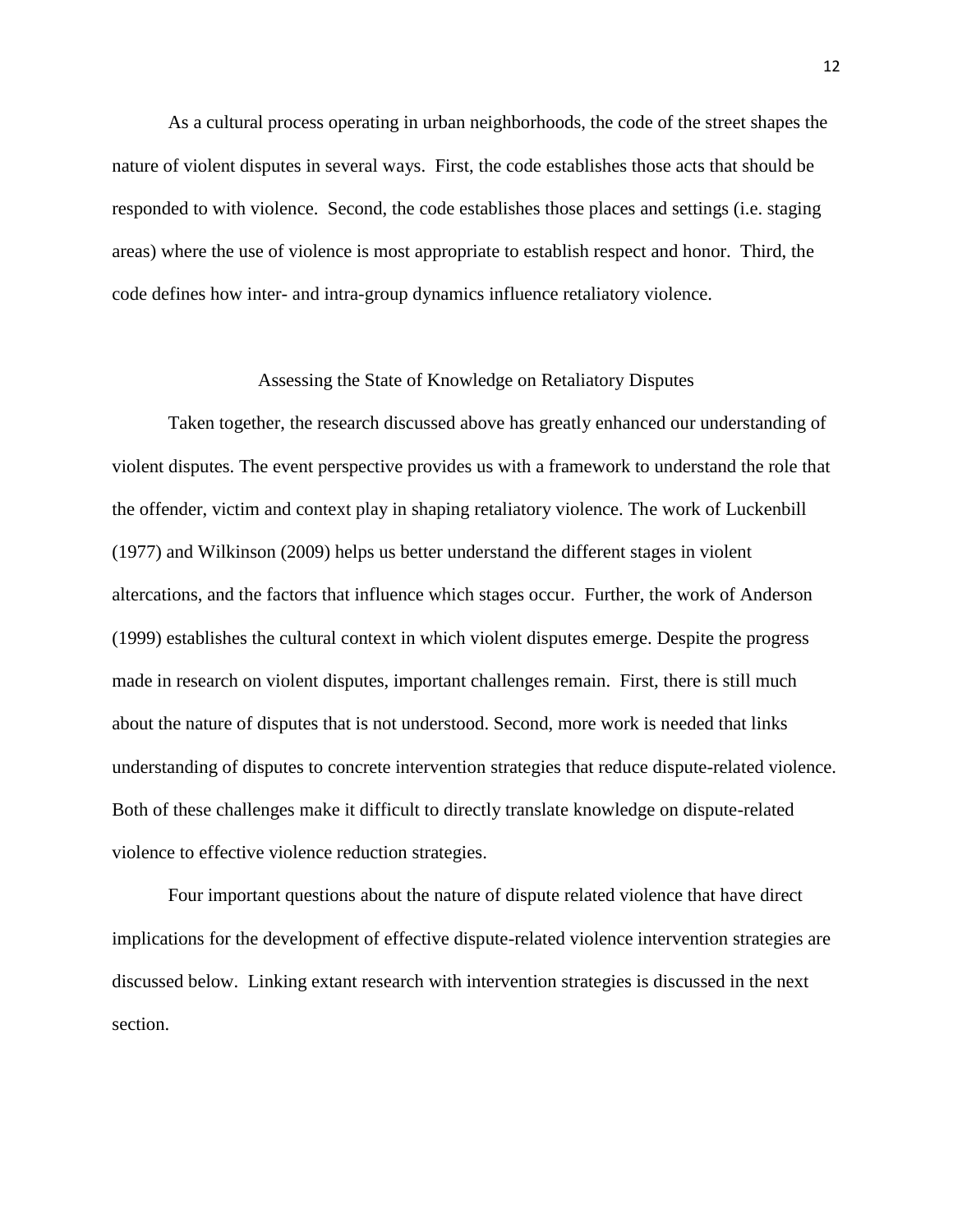As a cultural process operating in urban neighborhoods, the code of the street shapes the nature of violent disputes in several ways. First, the code establishes those acts that should be responded to with violence. Second, the code establishes those places and settings (i.e. staging areas) where the use of violence is most appropriate to establish respect and honor. Third, the code defines how inter- and intra-group dynamics influence retaliatory violence.

## Assessing the State of Knowledge on Retaliatory Disputes

Taken together, the research discussed above has greatly enhanced our understanding of violent disputes. The event perspective provides us with a framework to understand the role that the offender, victim and context play in shaping retaliatory violence. The work of Luckenbill (1977) and Wilkinson (2009) helps us better understand the different stages in violent altercations, and the factors that influence which stages occur. Further, the work of Anderson (1999) establishes the cultural context in which violent disputes emerge. Despite the progress made in research on violent disputes, important challenges remain. First, there is still much about the nature of disputes that is not understood. Second, more work is needed that links understanding of disputes to concrete intervention strategies that reduce dispute-related violence. Both of these challenges make it difficult to directly translate knowledge on dispute-related violence to effective violence reduction strategies.

Four important questions about the nature of dispute related violence that have direct implications for the development of effective dispute-related violence intervention strategies are discussed below. Linking extant research with intervention strategies is discussed in the next section.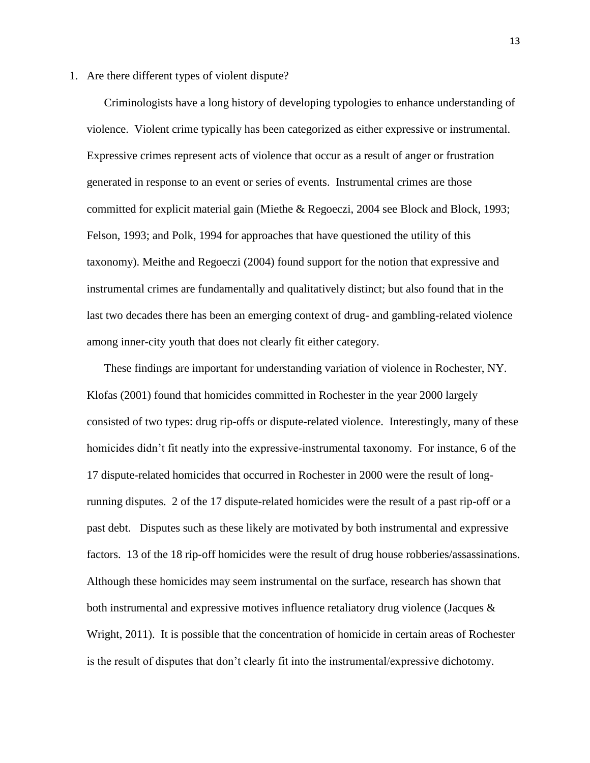1. Are there different types of violent dispute?

Criminologists have a long history of developing typologies to enhance understanding of violence. Violent crime typically has been categorized as either expressive or instrumental. Expressive crimes represent acts of violence that occur as a result of anger or frustration generated in response to an event or series of events. Instrumental crimes are those committed for explicit material gain (Miethe & Regoeczi, 2004 see Block and Block, 1993; Felson, 1993; and Polk, 1994 for approaches that have questioned the utility of this taxonomy). Meithe and Regoeczi (2004) found support for the notion that expressive and instrumental crimes are fundamentally and qualitatively distinct; but also found that in the last two decades there has been an emerging context of drug- and gambling-related violence among inner-city youth that does not clearly fit either category.

These findings are important for understanding variation of violence in Rochester, NY. Klofas (2001) found that homicides committed in Rochester in the year 2000 largely consisted of two types: drug rip-offs or dispute-related violence. Interestingly, many of these homicides didn't fit neatly into the expressive-instrumental taxonomy. For instance, 6 of the 17 dispute-related homicides that occurred in Rochester in 2000 were the result of long-running disputes. 2 of the 17 dispute-related homicides were the result of a past rip-off or a past debt. Disputes such as these likely are motivated by both instrumental and expressive factors. 13 of the 18 rip-off homicides were the result of drug house robberies/assassinations. Although these homicides may seem instrumental on the surface, research has shown that both instrumental and expressive motives influence retaliatory drug violence (Jacques & Wright, 2011). It is possible that the concentration of homicide in certain areas of Rochester is the result of disputes that don't clearly fit into the instrumental/expressive dichotomy.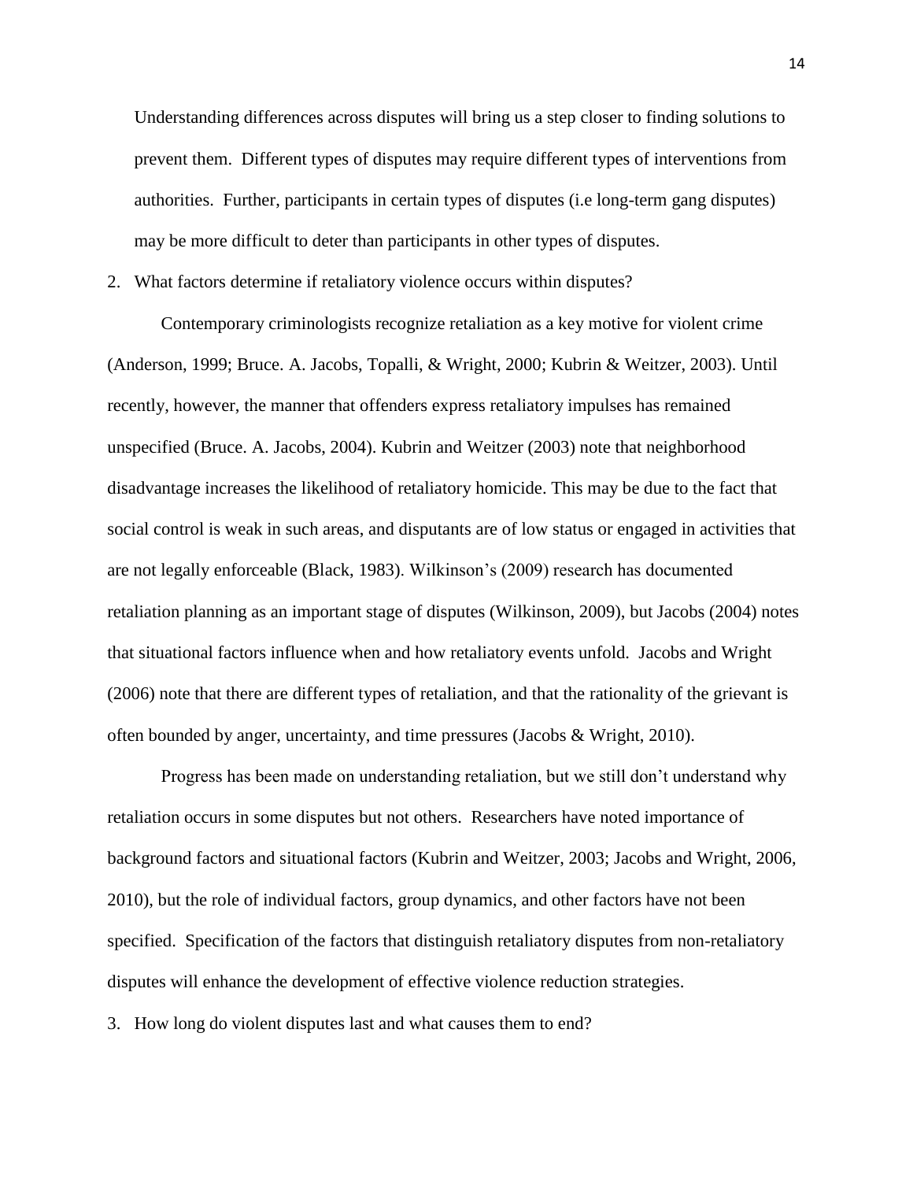Understanding differences across disputes will bring us a step closer to finding solutions to prevent them. Different types of disputes may require different types of interventions from authorities. Further, participants in certain types of disputes (i.e long-term gang disputes) may be more difficult to deter than participants in other types of disputes.

2. What factors determine if retaliatory violence occurs within disputes?

Contemporary criminologists recognize retaliation as a key motive for violent crime (Anderson, 1999; Bruce. A. Jacobs, Topalli, & Wright, 2000; Kubrin & Weitzer, 2003). Until recently, however, the manner that offenders express retaliatory impulses has remained unspecified (Bruce. A. Jacobs, 2004). Kubrin and Weitzer (2003) note that neighborhood disadvantage increases the likelihood of retaliatory homicide. This may be due to the fact that social control is weak in such areas, and disputants are of low status or engaged in activities that are not legally enforceable (Black, 1983). Wilkinson's (2009) research has documented retaliation planning as an important stage of disputes (Wilkinson, 2009), but Jacobs (2004) notes that situational factors influence when and how retaliatory events unfold. Jacobs and Wright (2006) note that there are different types of retaliation, and that the rationality of the grievant is often bounded by anger, uncertainty, and time pressures (Jacobs & Wright, 2010).

Progress has been made on understanding retaliation, but we still don't understand why retaliation occurs in some disputes but not others. Researchers have noted importance of background factors and situational factors (Kubrin and Weitzer, 2003; Jacobs and Wright, 2006, 2010), but the role of individual factors, group dynamics, and other factors have not been specified. Specification of the factors that distinguish retaliatory disputes from non-retaliatory disputes will enhance the development of effective violence reduction strategies.

3. How long do violent disputes last and what causes them to end?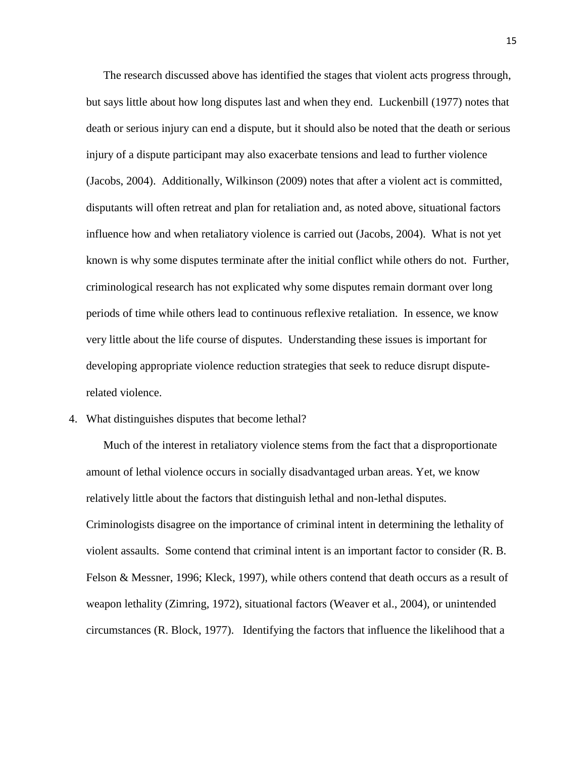The research discussed above has identified the stages that violent acts progress through, but says little about how long disputes last and when they end. Luckenbill (1977) notes that death or serious injury can end a dispute, but it should also be noted that the death or serious injury of a dispute participant may also exacerbate tensions and lead to further violence (Jacobs, 2004). Additionally, Wilkinson (2009) notes that after a violent act is committed, disputants will often retreat and plan for retaliation and, as noted above, situational factors influence how and when retaliatory violence is carried out (Jacobs, 2004). What is not yet known is why some disputes terminate after the initial conflict while others do not. Further, criminological research has not explicated why some disputes remain dormant over long periods of time while others lead to continuous reflexive retaliation. In essence, we know very little about the life course of disputes. Understanding these issues is important for developing appropriate violence reduction strategies that seek to reduce disrupt dispute-related violence.

4. What distinguishes disputes that become lethal?

Much of the interest in retaliatory violence stems from the fact that a disproportionate amount of lethal violence occurs in socially disadvantaged urban areas. Yet, we know relatively little about the factors that distinguish lethal and non-lethal disputes. Criminologists disagree on the importance of criminal intent in determining the lethality of violent assaults. Some contend that criminal intent is an important factor to consider (R. B. Felson & Messner, 1996; Kleck, 1997), while others contend that death occurs as a result of weapon lethality (Zimring, 1972), situational factors (Weaver et al., 2004), or unintended circumstances (R. Block, 1977). Identifying the factors that influence the likelihood that a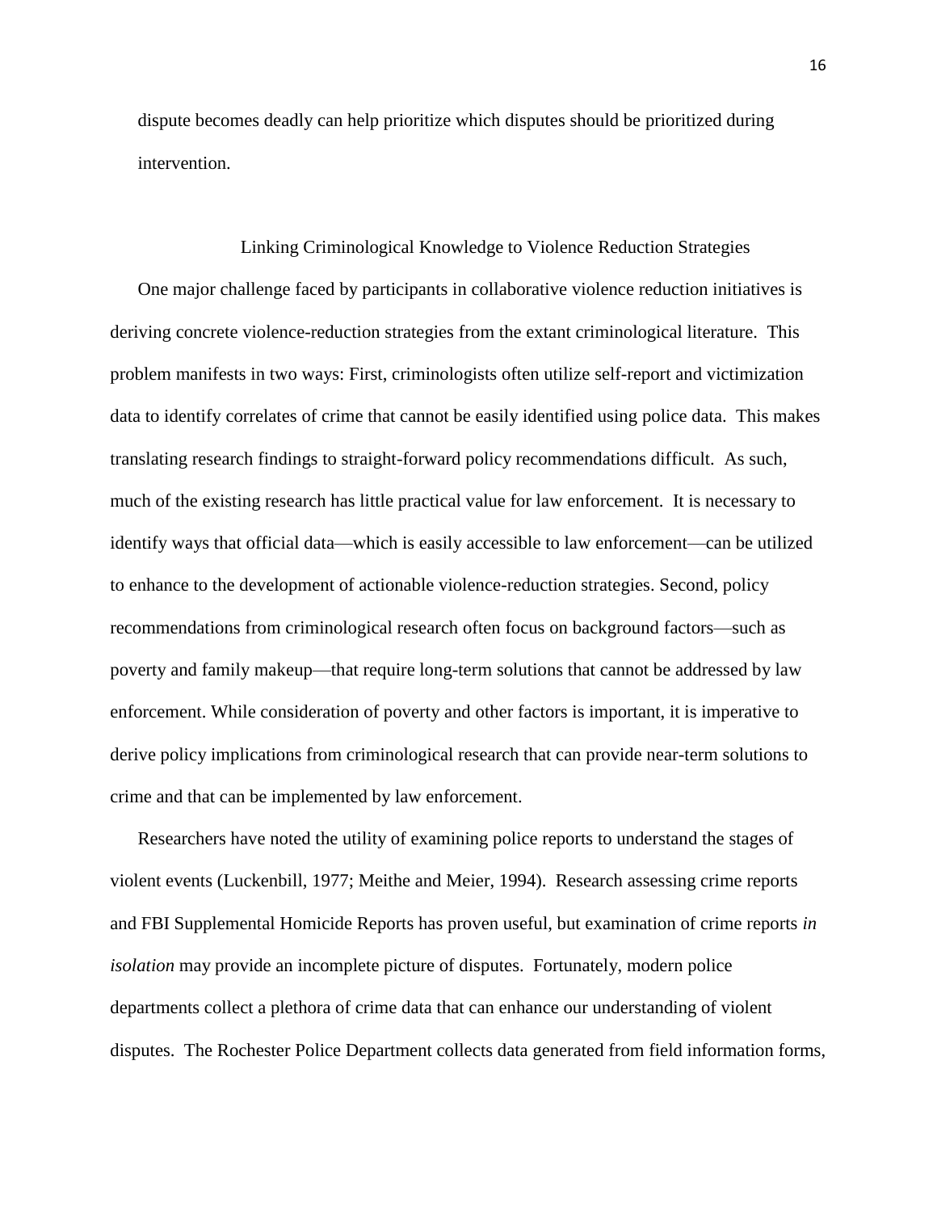dispute becomes deadly can help prioritize which disputes should be prioritized during intervention.

## Linking Criminological Knowledge to Violence Reduction Strategies

One major challenge faced by participants in collaborative violence reduction initiatives is deriving concrete violence-reduction strategies from the extant criminological literature. This problem manifests in two ways: First, criminologists often utilize self-report and victimization data to identify correlates of crime that cannot be easily identified using police data. This makes translating research findings to straight-forward policy recommendations difficult. As such, much of the existing research has little practical value for law enforcement. It is necessary to identify ways that official data—which is easily accessible to law enforcement—can be utilized to enhance to the development of actionable violence-reduction strategies. Second, policy recommendations from criminological research often focus on background factors—such as poverty and family makeup—that require long-term solutions that cannot be addressed by law enforcement. While consideration of poverty and other factors is important, it is imperative to derive policy implications from criminological research that can provide near-term solutions to crime and that can be implemented by law enforcement.

Researchers have noted the utility of examining police reports to understand the stages of violent events (Luckenbill, 1977; Meithe and Meier, 1994). Research assessing crime reports and FBI Supplemental Homicide Reports has proven useful, but examination of crime reports *in isolation* may provide an incomplete picture of disputes. Fortunately, modern police departments collect a plethora of crime data that can enhance our understanding of violent disputes. The Rochester Police Department collects data generated from field information forms,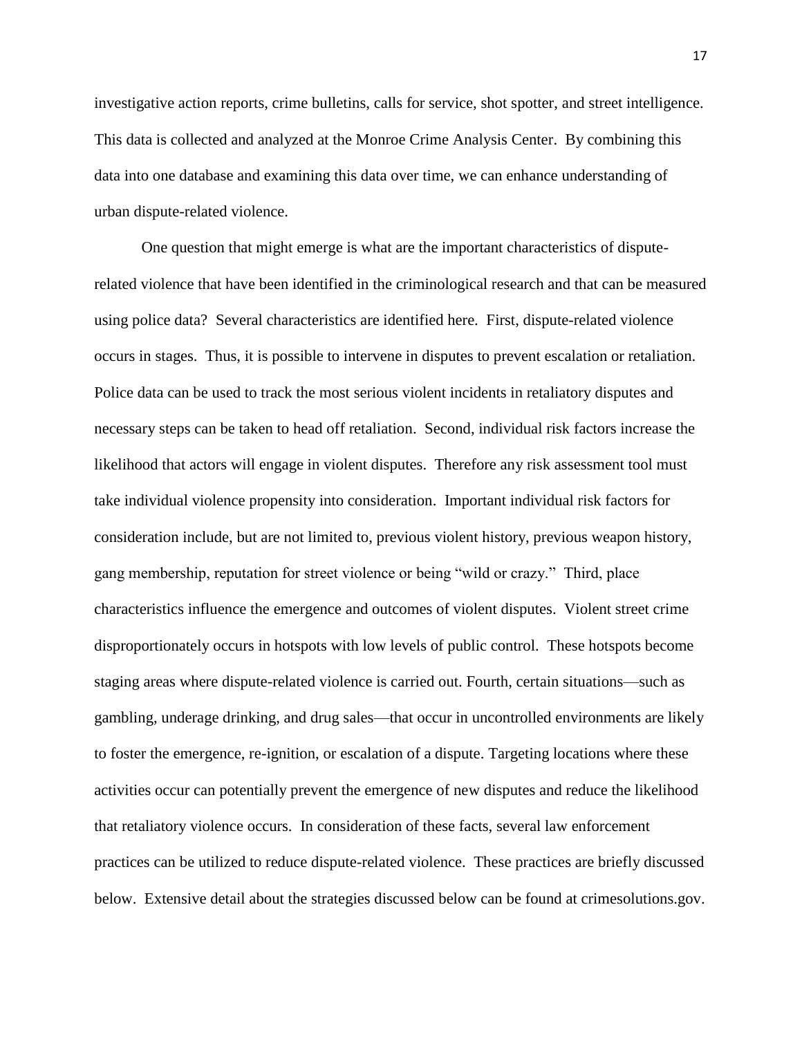investigative action reports, crime bulletins, calls for service, shot spotter, and street intelligence. This data is collected and analyzed at the Monroe Crime Analysis Center. By combining this data into one database and examining this data over time, we can enhance understanding of urban dispute-related violence.

One question that might emerge is what are the important characteristics of dispute-related violence that have been identified in the criminological research and that can be measured using police data? Several characteristics are identified here. First, dispute-related violence occurs in stages. Thus, it is possible to intervene in disputes to prevent escalation or retaliation. Police data can be used to track the most serious violent incidents in retaliatory disputes and necessary steps can be taken to head off retaliation. Second, individual risk factors increase the likelihood that actors will engage in violent disputes. Therefore any risk assessment tool must take individual violence propensity into consideration. Important individual risk factors for consideration include, but are not limited to, previous violent history, previous weapon history, gang membership, reputation for street violence or being "wild or crazy." Third, place characteristics influence the emergence and outcomes of violent disputes. Violent street crime disproportionately occurs in hotspots with low levels of public control. These hotspots become staging areas where dispute-related violence is carried out. Fourth, certain situations—such as gambling, underage drinking, and drug sales—that occur in uncontrolled environments are likely to foster the emergence, re-ignition, or escalation of a dispute. Targeting locations where these activities occur can potentially prevent the emergence of new disputes and reduce the likelihood that retaliatory violence occurs. In consideration of these facts, several law enforcement practices can be utilized to reduce dispute-related violence. These practices are briefly discussed below. Extensive detail about the strategies discussed below can be found at crimesolutions.gov.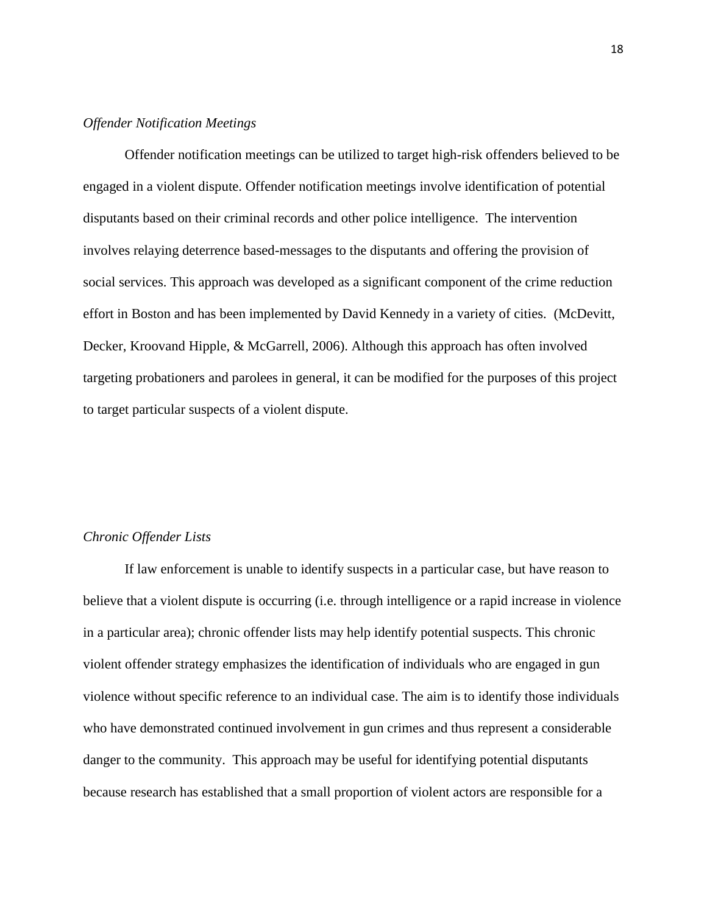*Offender Notification Meetings*

Offender notification meetings can be utilized to target high-risk offenders believed to be engaged in a violent dispute. Offender notification meetings involve identification of potential disputants based on their criminal records and other police intelligence. The intervention involves relaying deterrence based-messages to the disputants and offering the provision of social services. This approach was developed as a significant component of the crime reduction effort in Boston and has been implemented by David Kennedy in a variety of cities. (McDevitt, Decker, Kroovand Hipple, & McGarrell, 2006). Although this approach has often involved targeting probationers and parolees in general, it can be modified for the purposes of this project to target particular suspects of a violent dispute.

*Chronic Offender Lists*

If law enforcement is unable to identify suspects in a particular case, but have reason to believe that a violent dispute is occurring (i.e. through intelligence or a rapid increase in violence in a particular area); chronic offender lists may help identify potential suspects. This chronic violent offender strategy emphasizes the identification of individuals who are engaged in gun violence without specific reference to an individual case. The aim is to identify those individuals who have demonstrated continued involvement in gun crimes and thus represent a considerable danger to the community. This approach may be useful for identifying potential disputants because research has established that a small proportion of violent actors are responsible for a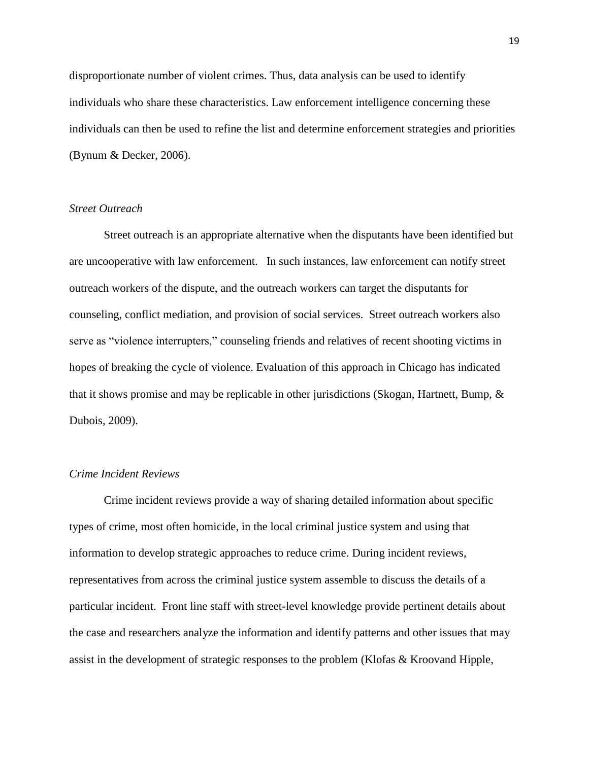disproportionate number of violent crimes. Thus, data analysis can be used to identify individuals who share these characteristics. Law enforcement intelligence concerning these individuals can then be used to refine the list and determine enforcement strategies and priorities (Bynum & Decker, 2006).

### *Street Outreach*

Street outreach is an appropriate alternative when the disputants have been identified but are uncooperative with law enforcement. In such instances, law enforcement can notify street outreach workers of the dispute, and the outreach workers can target the disputants for counseling, conflict mediation, and provision of social services. Street outreach workers also serve as "violence interrupters," counseling friends and relatives of recent shooting victims in hopes of breaking the cycle of violence. Evaluation of this approach in Chicago has indicated that it shows promise and may be replicable in other jurisdictions (Skogan, Hartnett, Bump, & Dubois, 2009).

### *Crime Incident Reviews*

Crime incident reviews provide a way of sharing detailed information about specific types of crime, most often homicide, in the local criminal justice system and using that information to develop strategic approaches to reduce crime. During incident reviews, representatives from across the criminal justice system assemble to discuss the details of a particular incident. Front line staff with street-level knowledge provide pertinent details about the case and researchers analyze the information and identify patterns and other issues that may assist in the development of strategic responses to the problem (Klofas & Kroovand Hipple,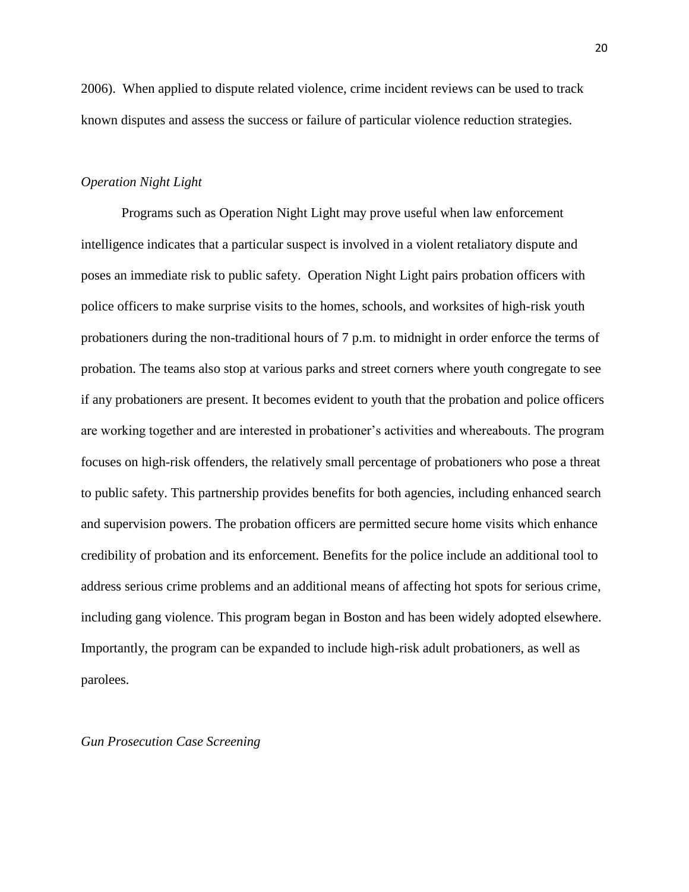2006). When applied to dispute related violence, crime incident reviews can be used to track known disputes and assess the success or failure of particular violence reduction strategies.

### *Operation Night Light*

Programs such as Operation Night Light may prove useful when law enforcement intelligence indicates that a particular suspect is involved in a violent retaliatory dispute and poses an immediate risk to public safety. Operation Night Light pairs probation officers with police officers to make surprise visits to the homes, schools, and worksites of high-risk youth probationers during the non-traditional hours of 7 p.m. to midnight in order enforce the terms of probation. The teams also stop at various parks and street corners where youth congregate to see if any probationers are present. It becomes evident to youth that the probation and police officers are working together and are interested in probationer's activities and whereabouts. The program focuses on high-risk offenders, the relatively small percentage of probationers who pose a threat to public safety. This partnership provides benefits for both agencies, including enhanced search and supervision powers. The probation officers are permitted secure home visits which enhance credibility of probation and its enforcement. Benefits for the police include an additional tool to address serious crime problems and an additional means of affecting hot spots for serious crime, including gang violence. This program began in Boston and has been widely adopted elsewhere. Importantly, the program can be expanded to include high-risk adult probationers, as well as parolees.

### *Gun Prosecution Case Screening*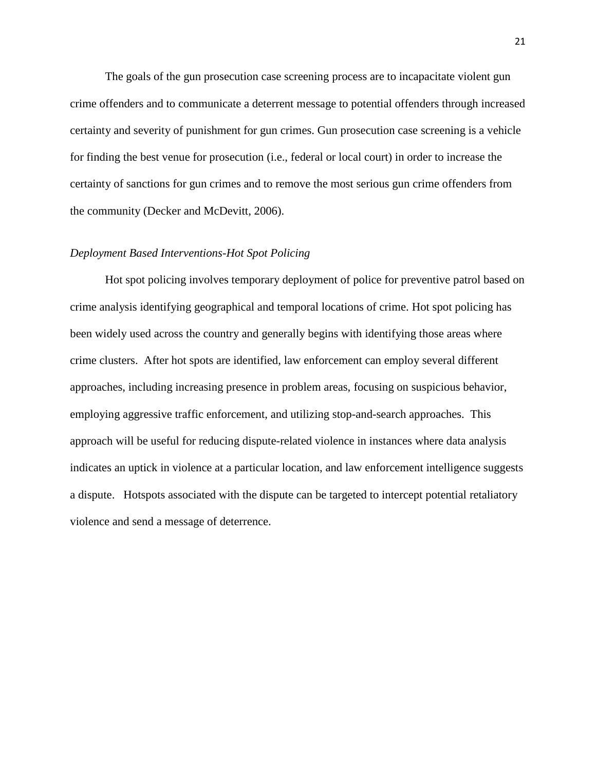The goals of the gun prosecution case screening process are to incapacitate violent gun crime offenders and to communicate a deterrent message to potential offenders through increased certainty and severity of punishment for gun crimes. Gun prosecution case screening is a vehicle for finding the best venue for prosecution (i.e., federal or local court) in order to increase the certainty of sanctions for gun crimes and to remove the most serious gun crime offenders from the community (Decker and McDevitt, 2006).

*Deployment Based Interventions-Hot Spot Policing*

Hot spot policing involves temporary deployment of police for preventive patrol based on crime analysis identifying geographical and temporal locations of crime. Hot spot policing has been widely used across the country and generally begins with identifying those areas where crime clusters. After hot spots are identified, law enforcement can employ several different approaches, including increasing presence in problem areas, focusing on suspicious behavior, employing aggressive traffic enforcement, and utilizing stop-and-search approaches. This approach will be useful for reducing dispute-related violence in instances where data analysis indicates an uptick in violence at a particular location, and law enforcement intelligence suggests a dispute. Hotspots associated with the dispute can be targeted to intercept potential retaliatory violence and send a message of deterrence.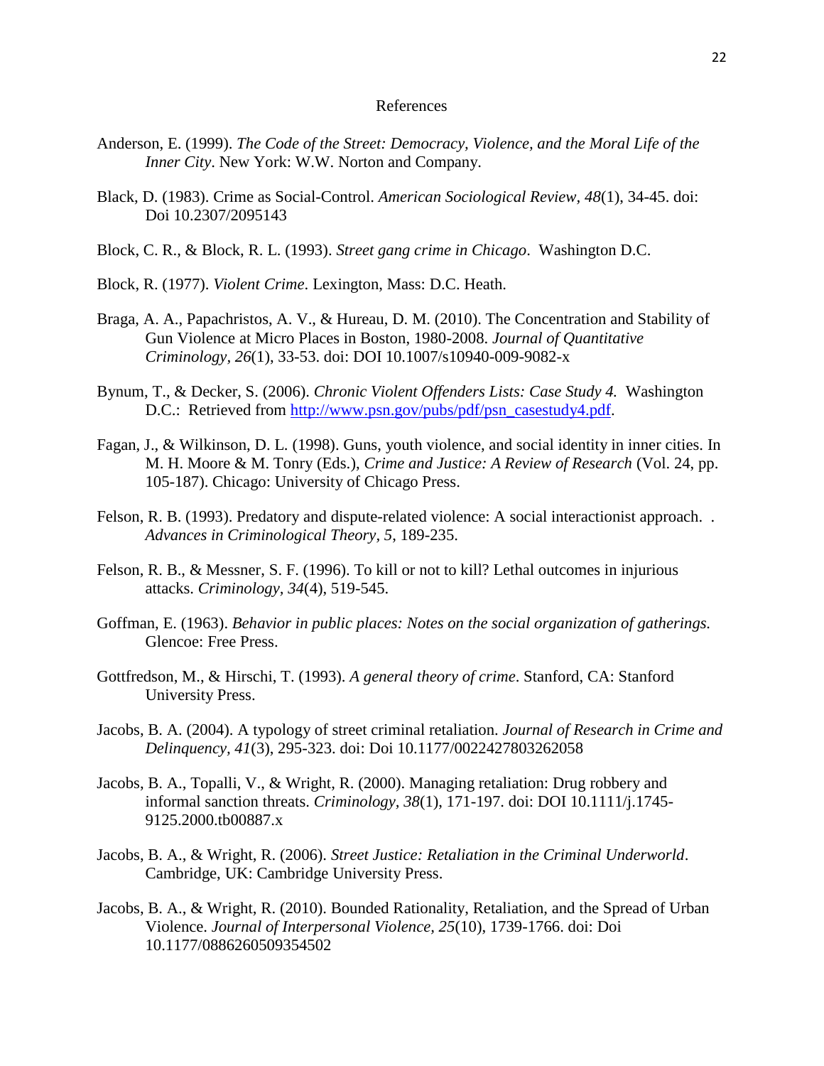# References

Anderson, E. (1999). *The Code of the Street: Democracy, Violence, and the Moral Life of the Inner City*. New York: W.W. Norton and Company.

Black, D. (1983). Crime as Social-Control. *American Sociological Review, 48*(1), 34-45. doi: Doi 10.2307/2095143

Block, C. R., & Block, R. L. (1993). *Street gang crime in Chicago*. Washington D.C.

Block, R. (1977). *Violent Crime*. Lexington, Mass: D.C. Heath.

Braga, A. A., Papachristos, A. V., & Hureau, D. M. (2010). The Concentration and Stability of Gun Violence at Micro Places in Boston, 1980-2008. *Journal of Quantitative Criminology, 26*(1), 33-53. doi: DOI 10.1007/s10940-009-9082-x

Bynum, T., & Decker, S. (2006). *Chronic Violent Offenders Lists: Case Study 4.* Washington D.C.: Retrieved from http://www.psn.gov/pubs/pdf/psn_casestudy4.pdf.

Fagan, J., & Wilkinson, D. L. (1998). Guns, youth violence, and social identity in inner cities. In M. H. Moore & M. Tonry (Eds.), *Crime and Justice: A Review of Research* (Vol. 24, pp. 105-187). Chicago: University of Chicago Press.

Felson, R. B. (1993). Predatory and dispute-related violence: A social interactionist approach. . *Advances in Criminological Theory, 5*, 189-235.

Felson, R. B., & Messner, S. F. (1996). To kill or not to kill? Lethal outcomes in injurious attacks. *Criminology, 34*(4), 519-545.

Goffman, E. (1963). *Behavior in public places: Notes on the social organization of gatherings.* Glencoe: Free Press.

Gottfredson, M., & Hirschi, T. (1993). *A general theory of crime*. Stanford, CA: Stanford University Press.

Jacobs, B. A. (2004). A typology of street criminal retaliation. *Journal of Research in Crime and Delinquency, 41*(3), 295-323. doi: Doi 10.1177/0022427803262058

Jacobs, B. A., Topalli, V., & Wright, R. (2000). Managing retaliation: Drug robbery and informal sanction threats. *Criminology, 38*(1), 171-197. doi: DOI 10.1111/j.1745-9125.2000.tb00887.x

Jacobs, B. A., & Wright, R. (2006). *Street Justice: Retaliation in the Criminal Underworld*. Cambridge, UK: Cambridge University Press.

Jacobs, B. A., & Wright, R. (2010). Bounded Rationality, Retaliation, and the Spread of Urban Violence. *Journal of Interpersonal Violence, 25*(10), 1739-1766. doi: Doi 10.1177/0886260509354502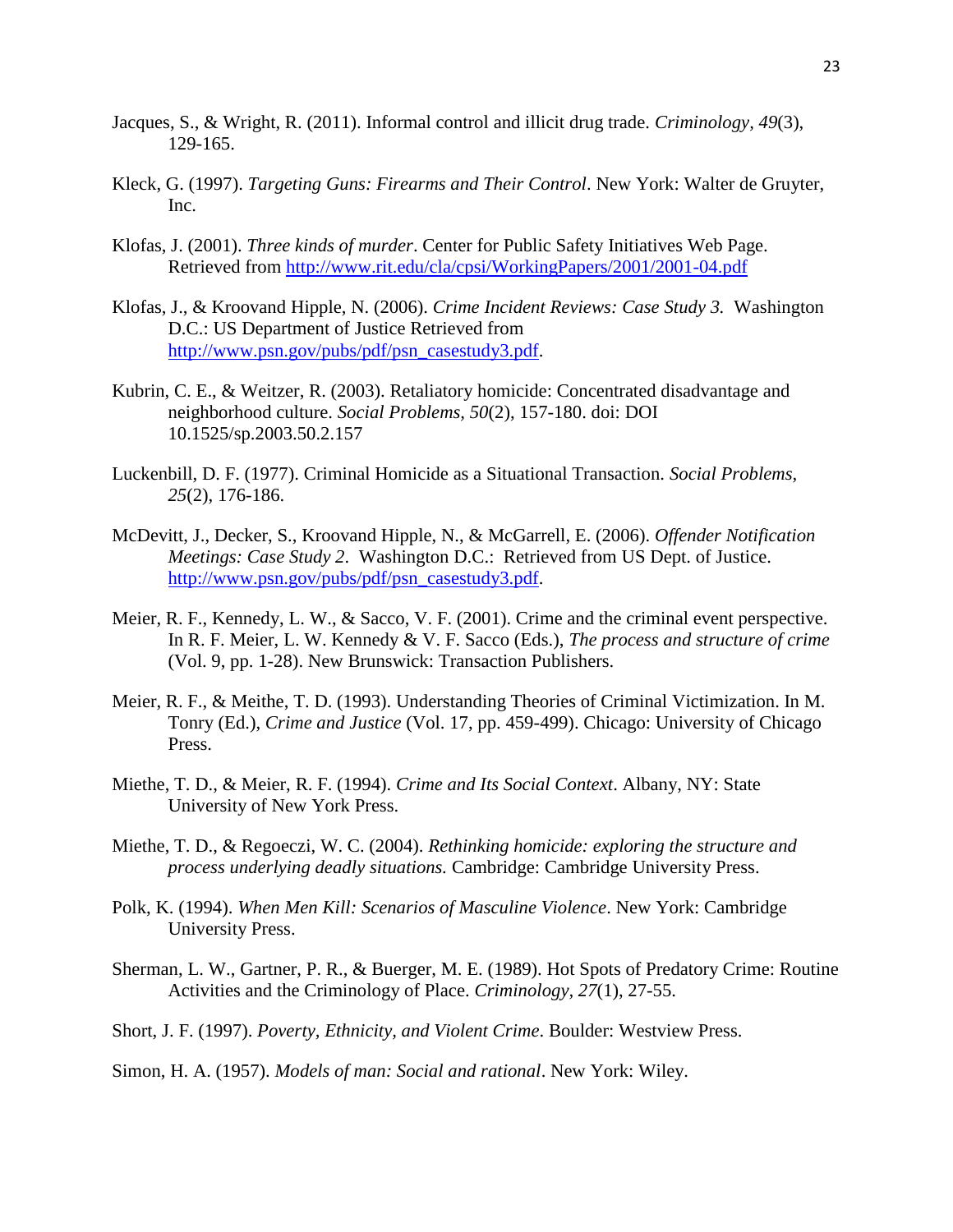Jacques, S., & Wright, R. (2011). Informal control and illicit drug trade. *Criminology, 49*(3), 129-165.

Kleck, G. (1997). *Targeting Guns: Firearms and Their Control*. New York: Walter de Gruyter, Inc.

Klofas, J. (2001). *Three kinds of murder*. Center for Public Safety Initiatives Web Page. Retrieved from http://www.rit.edu/cla/cpsi/WorkingPapers/2001/2001-04.pdf

Klofas, J., & Kroovand Hipple, N. (2006). *Crime Incident Reviews: Case Study 3.* Washington D.C.: US Department of Justice Retrieved from http://www.psn.gov/pubs/pdf/psn_casestudy3.pdf.

Kubrin, C. E., & Weitzer, R. (2003). Retaliatory homicide: Concentrated disadvantage and neighborhood culture. *Social Problems, 50*(2), 157-180. doi: DOI 10.1525/sp.2003.50.2.157

Luckenbill, D. F. (1977). Criminal Homicide as a Situational Transaction. *Social Problems, 25*(2), 176-186.

McDevitt, J., Decker, S., Kroovand Hipple, N., & McGarrell, E. (2006). *Offender Notification Meetings: Case Study 2*. Washington D.C.: Retrieved from US Dept. of Justice. http://www.psn.gov/pubs/pdf/psn_casestudy3.pdf.

Meier, R. F., Kennedy, L. W., & Sacco, V. F. (2001). Crime and the criminal event perspective. In R. F. Meier, L. W. Kennedy & V. F. Sacco (Eds.), *The process and structure of crime* (Vol. 9, pp. 1-28). New Brunswick: Transaction Publishers.

Meier, R. F., & Meithe, T. D. (1993). Understanding Theories of Criminal Victimization. In M. Tonry (Ed.), *Crime and Justice* (Vol. 17, pp. 459-499). Chicago: University of Chicago Press.

Miethe, T. D., & Meier, R. F. (1994). *Crime and Its Social Context*. Albany, NY: State University of New York Press.

Miethe, T. D., & Regoeczi, W. C. (2004). *Rethinking homicide: exploring the structure and process underlying deadly situations.* Cambridge: Cambridge University Press.

Polk, K. (1994). *When Men Kill: Scenarios of Masculine Violence*. New York: Cambridge University Press.

Sherman, L. W., Gartner, P. R., & Buerger, M. E. (1989). Hot Spots of Predatory Crime: Routine Activities and the Criminology of Place. *Criminology, 27*(1), 27-55.

Short, J. F. (1997). *Poverty, Ethnicity, and Violent Crime*. Boulder: Westview Press.

Simon, H. A. (1957). *Models of man: Social and rational*. New York: Wiley.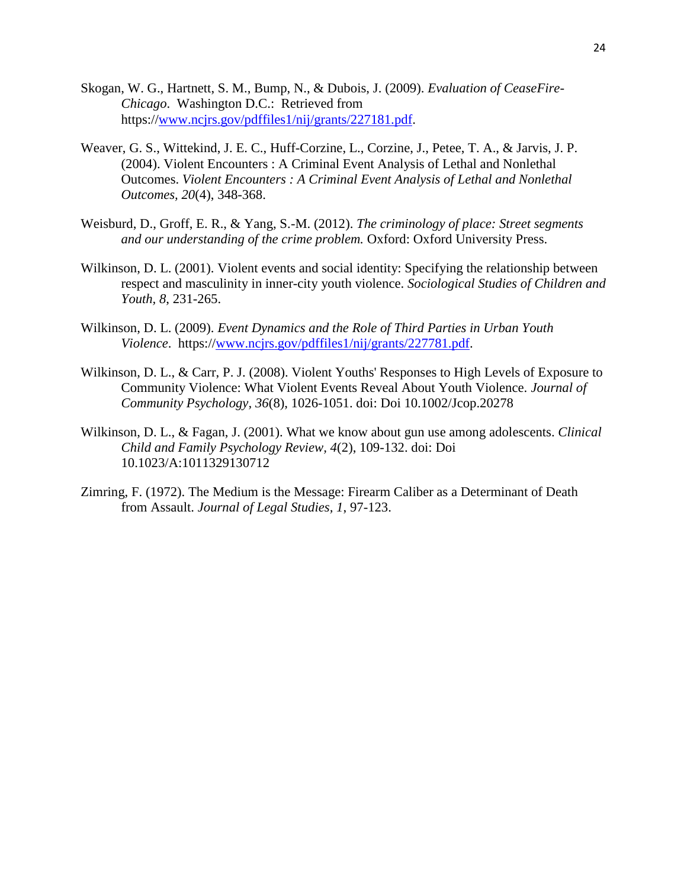Skogan, W. G., Hartnett, S. M., Bump, N., & Dubois, J. (2009). *Evaluation of CeaseFire-Chicago*. Washington D.C.: Retrieved from https://www.ncjrs.gov/pdffiles1/nij/grants/227181.pdf.

Weaver, G. S., Wittekind, J. E. C., Huff-Corzine, L., Corzine, J., Petee, T. A., & Jarvis, J. P. (2004). Violent Encounters : A Criminal Event Analysis of Lethal and Nonlethal Outcomes. *Violent Encounters : A Criminal Event Analysis of Lethal and Nonlethal Outcomes, 20*(4), 348-368.

Weisburd, D., Groff, E. R., & Yang, S.-M. (2012). *The criminology of place: Street segments and our understanding of the crime problem.* Oxford: Oxford University Press.

Wilkinson, D. L. (2001). Violent events and social identity: Specifying the relationship between respect and masculinity in inner-city youth violence. *Sociological Studies of Children and Youth, 8*, 231-265.

Wilkinson, D. L. (2009). *Event Dynamics and the Role of Third Parties in Urban Youth Violence*. https://www.ncjrs.gov/pdffiles1/nij/grants/227781.pdf.

Wilkinson, D. L., & Carr, P. J. (2008). Violent Youths' Responses to High Levels of Exposure to Community Violence: What Violent Events Reveal About Youth Violence. *Journal of Community Psychology, 36*(8), 1026-1051. doi: Doi 10.1002/Jcop.20278

Wilkinson, D. L., & Fagan, J. (2001). What we know about gun use among adolescents. *Clinical Child and Family Psychology Review, 4*(2), 109-132. doi: Doi 10.1023/A:1011329130712

Zimring, F. (1972). The Medium is the Message: Firearm Caliber as a Determinant of Death from Assault. *Journal of Legal Studies, 1*, 97-123.